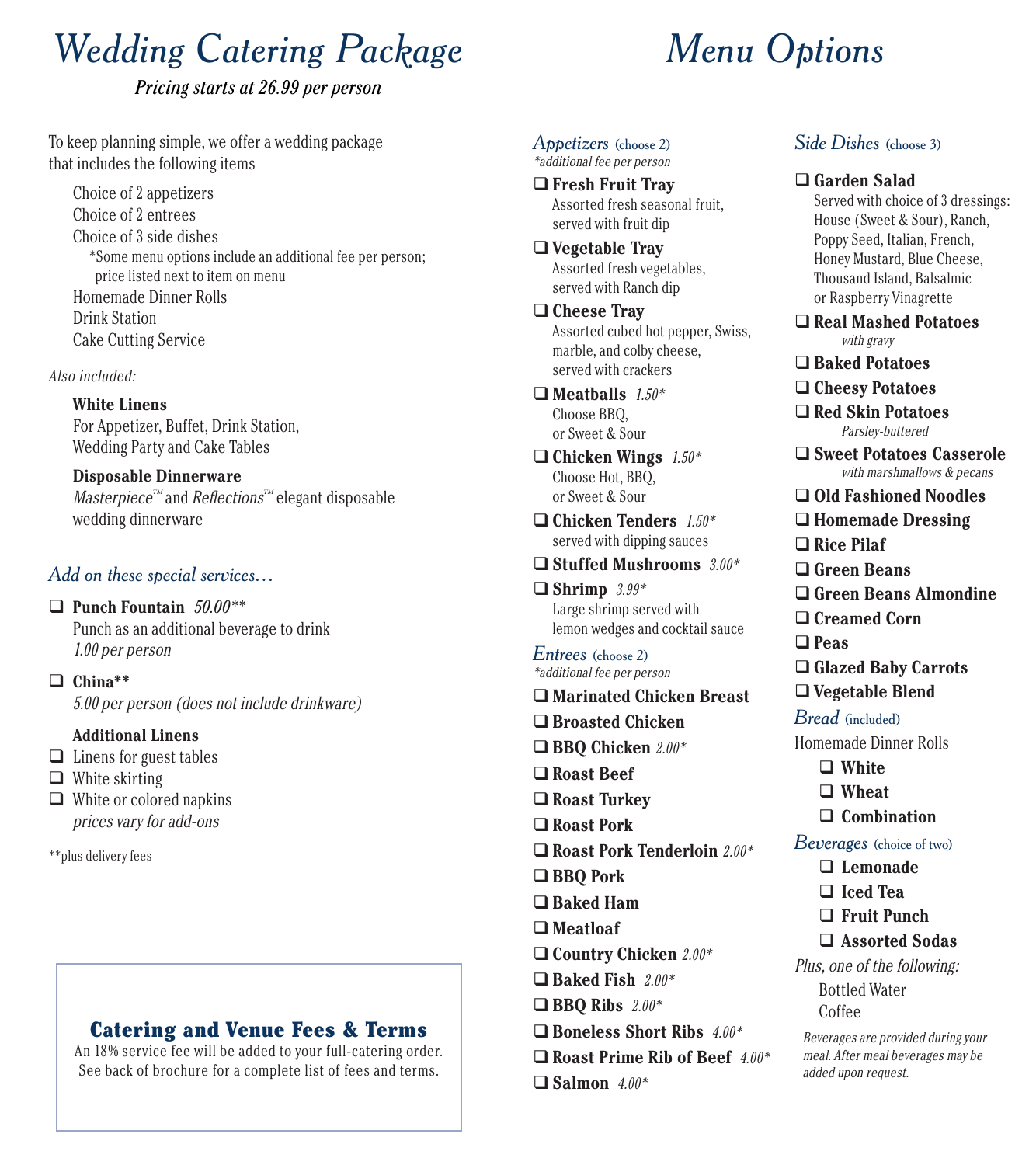# Wedding Catering Package

***Pricing starts at 26.99 per person***

To keep planning simple, we offer a wedding package that includes the following items

- Choice of 2 appetizers
- Choice of 2 entrees
- Choice of 3 side dishes
  - *Some menu options include an additional fee per person; price listed next to item on menu
- Homemade Dinner Rolls
- Drink Station
- Cake Cutting Service

*Also included:*

**White Linens**
For Appetizer, Buffet, Drink Station, Wedding Party and Cake Tables

**Disposable Dinnerware**
*Masterpiece*™ and *Reflections*™ elegant disposable wedding dinnerware

## *Add on these special services…*

- ❑ **Punch Fountain** *50.00***
  Punch as an additional beverage to drink
  *1.00 per person*
- ❑ **China****
  *5.00 per person (does not include drinkware)*

**Additional Linens**

- ❑ Linens for guest tables
- ❑ White skirting
- ❑ White or colored napkins
  *prices vary for add-ons*

**plus delivery fees

### Catering and Venue Fees & Terms

An 18% service fee will be added to your full-catering order. See back of brochure for a complete list of fees and terms.

# Menu Options

## *Appetizers* (choose 2)

**additional fee per person*

- ❑ **Fresh Fruit Tray**
  Assorted fresh seasonal fruit, served with fruit dip
- ❑ **Vegetable Tray**
  Assorted fresh vegetables, served with Ranch dip
- ❑ **Cheese Tray**
  Assorted cubed hot pepper, Swiss, marble, and colby cheese, served with crackers
- ❑ **Meatballs** *1.50**
  Choose BBQ, or Sweet & Sour
- ❑ **Chicken Wings** *1.50**
  Choose Hot, BBQ, or Sweet & Sour
- ❑ **Chicken Tenders** *1.50**
  served with dipping sauces
- ❑ **Stuffed Mushrooms** *3.00**
- ❑ **Shrimp** *3.99**
  Large shrimp served with lemon wedges and cocktail sauce

## *Entrees* (choose 2)

**additional fee per person*

- ❑ **Marinated Chicken Breast**
- ❑ **Broasted Chicken**
- ❑ **BBQ Chicken** *2.00**
- ❑ **Roast Beef**
- ❑ **Roast Turkey**
- ❑ **Roast Pork**
- ❑ **Roast Pork Tenderloin** *2.00**
- ❑ **BBQ Pork**
- ❑ **Baked Ham**
- ❑ **Meatloaf**
- ❑ **Country Chicken** *2.00**
- ❑ **Baked Fish** *2.00**
- ❑ **BBQ Ribs** *2.00**
- ❑ **Boneless Short Ribs** *4.00**
- ❑ **Roast Prime Rib of Beef** *4.00**
- ❑ **Salmon** *4.00**

## *Side Dishes* (choose 3)

- ❑ **Garden Salad**
  Served with choice of 3 dressings: House (Sweet & Sour), Ranch, Poppy Seed, Italian, French, Honey Mustard, Blue Cheese, Thousand Island, Balsalmic or Raspberry Vinagrette
- ❑ **Real Mashed Potatoes**
  *with gravy*
- ❑ **Baked Potatoes**
- ❑ **Cheesy Potatoes**
- ❑ **Red Skin Potatoes**
  *Parsley-buttered*
- ❑ **Sweet Potatoes Casserole**
  *with marshmallows & pecans*
- ❑ **Old Fashioned Noodles**
- ❑ **Homemade Dressing**
- ❑ **Rice Pilaf**
- ❑ **Green Beans**
- ❑ **Green Beans Almondine**
- ❑ **Creamed Corn**
- ❑ **Peas**
- ❑ **Glazed Baby Carrots**
- ❑ **Vegetable Blend**

## *Bread* (included)

Homemade Dinner Rolls

- ❑ **White**
- ❑ **Wheat**
- ❑ **Combination**

## *Beverages* (choice of two)

- ❑ **Lemonade**
- ❑ **Iced Tea**
- ❑ **Fruit Punch**
- ❑ **Assorted Sodas**

*Plus, one of the following:*

- Bottled Water
- Coffee

*Beverages are provided during your meal. After meal beverages may be added upon request.*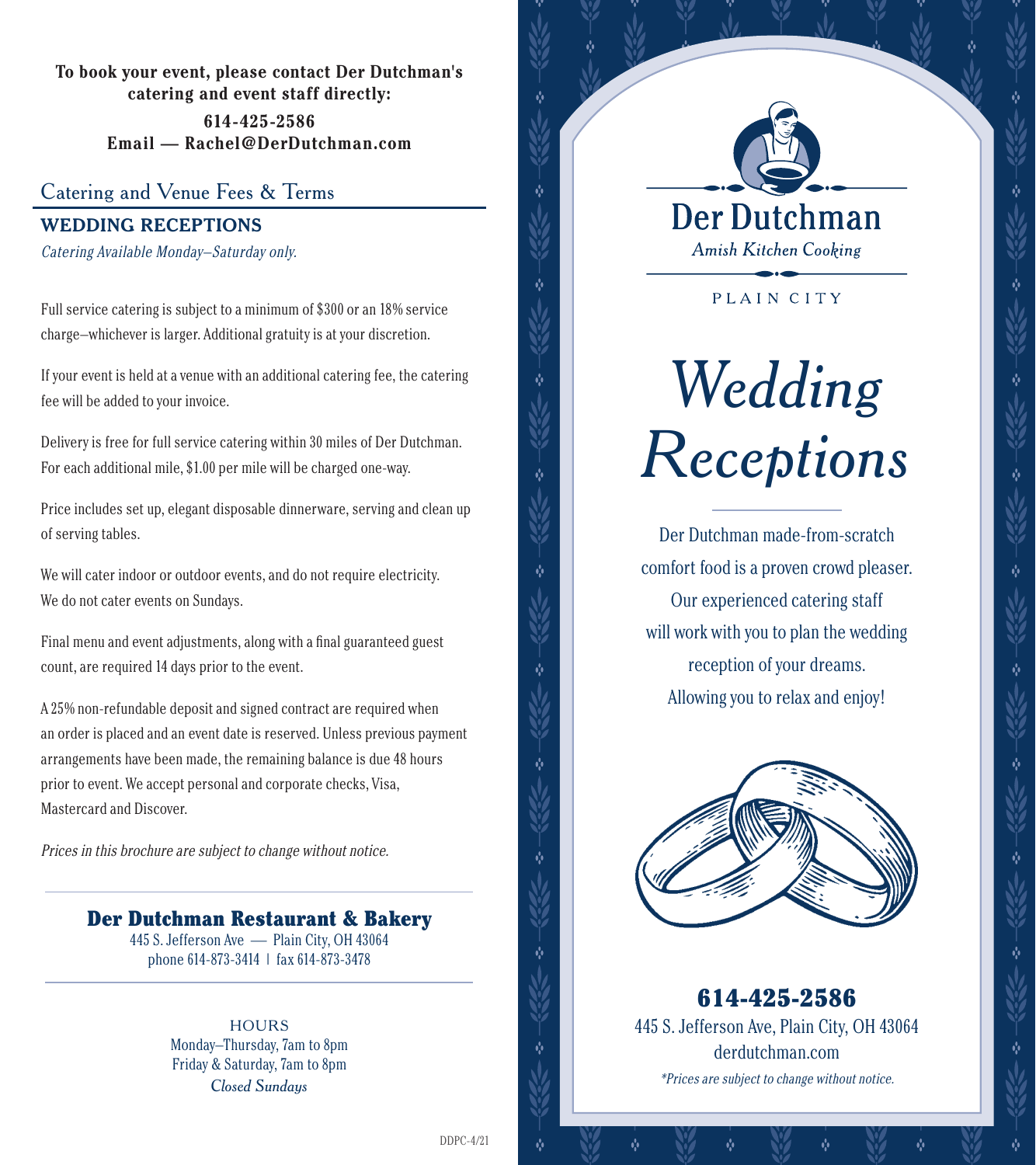**To book your event, please contact Der Dutchman's catering and event staff directly:**

**614-425-2586**
**Email — Rachel@DerDutchman.com**

## Catering and Venue Fees & Terms

### WEDDING RECEPTIONS

*Catering Available Monday–Saturday only.*

Full service catering is subject to a minimum of $300 or an 18% service charge–whichever is larger. Additional gratuity is at your discretion.

If your event is held at a venue with an additional catering fee, the catering fee will be added to your invoice.

Delivery is free for full service catering within 30 miles of Der Dutchman. For each additional mile, $1.00 per mile will be charged one-way.

Price includes set up, elegant disposable dinnerware, serving and clean up of serving tables.

We will cater indoor or outdoor events, and do not require electricity. We do not cater events on Sundays.

Final menu and event adjustments, along with a final guaranteed guest count, are required 14 days prior to the event.

A 25% non-refundable deposit and signed contract are required when an order is placed and an event date is reserved. Unless previous payment arrangements have been made, the remaining balance is due 48 hours prior to event. We accept personal and corporate checks, Visa, Mastercard and Discover.

*Prices in this brochure are subject to change without notice.*

**Der Dutchman Restaurant & Bakery**
445 S. Jefferson Ave — Plain City, OH 43064
phone 614-873-3414 | fax 614-873-3478

HOURS
Monday–Thursday, 7am to 8pm
Friday & Saturday, 7am to 8pm
*Closed Sundays*

DDPC-4/21

# Der Dutchman

*Amish Kitchen Cooking*

PLAIN CITY

# *Wedding Receptions*

Der Dutchman made-from-scratch comfort food is a proven crowd pleaser. Our experienced catering staff will work with you to plan the wedding reception of your dreams. Allowing you to relax and enjoy!

**614-425-2586**
445 S. Jefferson Ave, Plain City, OH 43064
derdutchman.com
*\*Prices are subject to change without notice.*